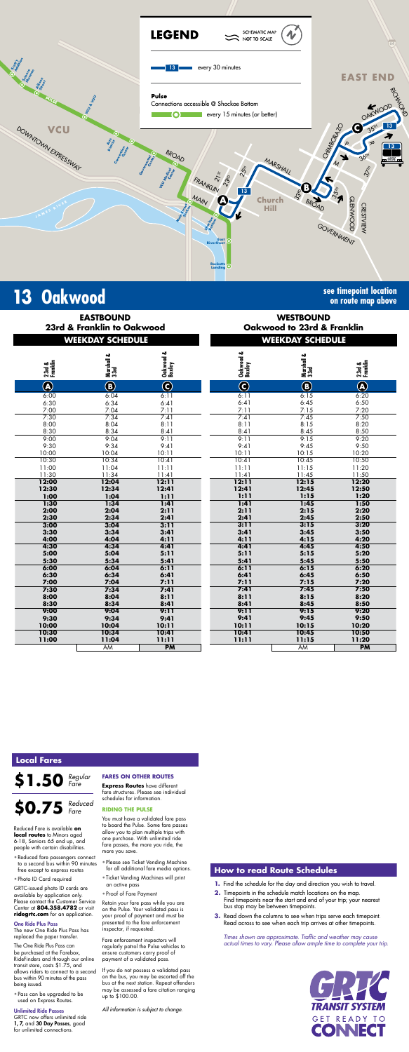# 13 Oakwood

**see timepoint location on route map above**

## LEGEND

SCHEMATIC MAP NOT TO SCALE

13 — every 30 minutes

**Pulse**
Connections accessible @ Shockoe Bottom
every 15 minutes (or better)

### EASTBOUND
**23rd & Franklin to Oakwood**

#### WEEKDAY SCHEDULE

| 23rd & Franklin (A) | Marshall & 33rd (B) | Oakwood & Boxley (C) |
|---|---|---|
| 6:00 | 6:04 | 6:11 |
| 6:30 | 6:34 | 6:41 |
| 7:00 | 7:04 | 7:11 |
| 7:30 | 7:34 | 7:41 |
| 8:00 | 8:04 | 8:11 |
| 8:30 | 8:34 | 8:41 |
| 9:00 | 9:04 | 9:11 |
| 9:30 | 9:34 | 9:41 |
| 10:00 | 10:04 | 10:11 |
| 10:30 | 10:34 | 10:41 |
| 11:00 | 11:04 | 11:11 |
| 11:30 | 11:34 | 11:41 |
| **12:00** | **12:04** | **12:11** |
| **12:30** | **12:34** | **12:41** |
| **1:00** | **1:04** | **1:11** |
| **1:30** | **1:34** | **1:41** |
| **2:00** | **2:04** | **2:11** |
| **2:30** | **2:34** | **2:41** |
| **3:00** | **3:04** | **3:11** |
| **3:30** | **3:34** | **3:41** |
| **4:00** | **4:04** | **4:11** |
| **4:30** | **4:34** | **4:41** |
| **5:00** | **5:04** | **5:11** |
| **5:30** | **5:34** | **5:41** |
| **6:00** | **6:04** | **6:11** |
| **6:30** | **6:34** | **6:41** |
| **7:00** | **7:04** | **7:11** |
| **7:30** | **7:34** | **7:41** |
| **8:00** | **8:04** | **8:11** |
| **8:30** | **8:34** | **8:41** |
| **9:00** | **9:04** | **9:11** |
| **9:30** | **9:34** | **9:41** |
| **10:00** | **10:04** | **10:11** |
| **10:30** | **10:34** | **10:41** |
| **11:00** | **11:04** | **11:11** |
| | AM | **PM** |

### WESTBOUND
**Oakwood to 23rd & Franklin**

#### WEEKDAY SCHEDULE

| Oakwood & Boxley (C) | Marshall & 33rd (B) | 23rd & Franklin (A) |
|---|---|---|
| 6:11 | 6:15 | 6:20 |
| 6:41 | 6:45 | 6:50 |
| 7:11 | 7:15 | 7:20 |
| 7:41 | 7:45 | 7:50 |
| 8:11 | 8:15 | 8:20 |
| 8:41 | 8:45 | 8:50 |
| 9:11 | 9:15 | 9:20 |
| 9:41 | 9:45 | 9:50 |
| 10:11 | 10:15 | 10:20 |
| 10:41 | 10:45 | 10:50 |
| 11:11 | 11:15 | 11:20 |
| 11:41 | 11:45 | 11:50 |
| **12:11** | **12:15** | **12:20** |
| **12:41** | **12:45** | **12:50** |
| **1:11** | **1:15** | **1:20** |
| **1:41** | **1:45** | **1:50** |
| **2:11** | **2:15** | **2:20** |
| **2:41** | **2:45** | **2:50** |
| **3:11** | **3:15** | **3:20** |
| **3:41** | **3:45** | **3:50** |
| **4:11** | **4:15** | **4:20** |
| **4:41** | **4:45** | **4:50** |
| **5:11** | **5:15** | **5:20** |
| **5:41** | **5:45** | **5:50** |
| **6:11** | **6:15** | **6:20** |
| **6:41** | **6:45** | **6:50** |
| **7:11** | **7:15** | **7:20** |
| **7:41** | **7:45** | **7:50** |
| **8:11** | **8:15** | **8:20** |
| **8:41** | **8:45** | **8:50** |
| **9:11** | **9:15** | **9:20** |
| **9:41** | **9:45** | **9:50** |
| **10:11** | **10:15** | **10:20** |
| **10:41** | **10:45** | **10:50** |
| **11:11** | **11:15** | **11:20** |
| | AM | **PM** |

## Local Fares

**$1.50** *Regular Fare*

**$0.75** *Reduced Fare*

Reduced Fare is available **on local routes** to Minors aged 6-18, Seniors 65 and up, and people with certain disabilities.

- Reduced fare passengers connect to a second bus within 90 minutes free except to express routes
- Photo ID Card required

GRTC-issued photo ID cards are available by application only. Please contact the Customer Service Center at **804.358.4782** or visit **ridegrtc.com** for an application.

### One Ride Plus Pass

The new One Ride Plus Pass has replaced the paper transfer.

The One Ride Plus Pass can be purchased at the Farebox, RideFinders and through our online transit store, costs $1.75, and allows riders to connect to a second bus within 90 minutes of the pass being issued.

- Pass can be upgraded to be used on Express Routes.

### Unlimited Ride Passes

GRTC now offers unlimited ride **1, 7,** and **30 Day Passes**, good for unlimited connections.

### FARES ON OTHER ROUTES

**Express Routes** have different fare structures. Please see individual schedules for information.

### RIDING THE PULSE

You must have a validated fare pass to board the Pulse. Some fare passes allow you to plan multiple trips with one purchase. With unlimited ride fare passes, the more you ride, the more you save.

- Please see Ticket Vending Machine for all additional fare media options.
- Ticket Vending Machines will print an active pass
- Proof of Fare Payment

Retain your fare pass while you are on the Pulse. Your validated pass is your proof of payment and must be presented to the fare enforcement inspector, if requested.

Fare enforcement inspectors will regularly patrol the Pulse vehicles to ensure customers carry proof of payment of a validated pass.

If you do not possess a validated pass on the bus, you may be escorted off the bus at the next station. Repeat offenders may be assessed a fare citation ranging up to $100.00.

*All information is subject to change.*

## How to read Route Schedules

1. Find the schedule for the day and direction you wish to travel.
2. Timepoints in the schedule match locations on the map. Find timepoints near the start and end of your trip; your nearest bus stop may be between timepoints.
3. Read down the columns to see when trips serve each timepoint. Read across to see when each trip arrives at other timepoints.

*Times shown are approximate. Traffic and weather may cause actual times to vary. Please allow ample time to complete your trip.*

GRTC TRANSIT SYSTEM — GET READY TO CONNECT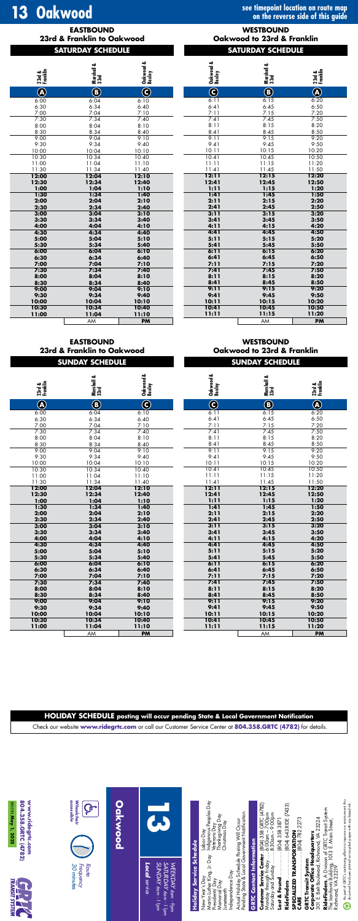# 13 Oakwood

see timepoint location on route map on the reverse side of this guide

## EASTBOUND
### 23rd & Franklin to Oakwood
### SATURDAY SCHEDULE

| 23rd & Franklin | Marshall & 33rd | Oakwood & Booker |
|---|---|---|
| A | B | C |
| 6:00 | 6:04 | 6:10 |
| 6:30 | 6:34 | 6:40 |
| 7:00 | 7:04 | 7:10 |
| 7:30 | 7:34 | 7:40 |
| 8:00 | 8:04 | 8:10 |
| 8:30 | 8:34 | 8:40 |
| 9:00 | 9:04 | 9:10 |
| 9:30 | 9:34 | 9:40 |
| 10:00 | 10:04 | 10:10 |
| 10:30 | 10:34 | 10:40 |
| 11:00 | 11:04 | 11:10 |
| 11:30 | 11:34 | 11:40 |
| **12:00** | **12:04** | **12:10** |
| **12:30** | **12:34** | **12:40** |
| **1:00** | **1:04** | **1:10** |
| **1:30** | **1:34** | **1:40** |
| **2:00** | **2:04** | **2:10** |
| **2:30** | **2:34** | **2:40** |
| **3:00** | **3:04** | **3:10** |
| **3:30** | **3:34** | **3:40** |
| **4:00** | **4:04** | **4:10** |
| **4:30** | **4:34** | **4:40** |
| **5:00** | **5:04** | **5:10** |
| **5:30** | **5:34** | **5:40** |
| **6:00** | **6:04** | **6:10** |
| **6:30** | **6:34** | **6:40** |
| **7:00** | **7:04** | **7:10** |
| **7:30** | **7:34** | **7:40** |
| **8:00** | **8:04** | **8:10** |
| **8:30** | **8:34** | **8:40** |
| **9:00** | **9:04** | **9:10** |
| **9:30** | **9:34** | **9:40** |
| **10:00** | **10:04** | **10:10** |
| **10:30** | **10:34** | **10:40** |
| **11:00** | **11:04** | **11:10** |
| | AM | **PM** |

## WESTBOUND
### Oakwood to 23rd & Franklin
### SATURDAY SCHEDULE

| Oakwood & Booker | Marshall & 33rd | 23rd & Franklin |
|---|---|---|
| C | B | A |
| 6:11 | 6:15 | 6:20 |
| 6:41 | 6:45 | 6:50 |
| 7:11 | 7:15 | 7:20 |
| 7:41 | 7:45 | 7:50 |
| 8:11 | 8:15 | 8:20 |
| 8:41 | 8:45 | 8:50 |
| 9:11 | 9:15 | 9:20 |
| 9:41 | 9:45 | 9:50 |
| 10:11 | 10:15 | 10:20 |
| 10:41 | 10:45 | 10:50 |
| 11:11 | 11:15 | 11:20 |
| 11:41 | 11:45 | 11:50 |
| **12:11** | **12:15** | **12:20** |
| **12:41** | **12:45** | **12:50** |
| **1:11** | **1:15** | **1:20** |
| **1:41** | **1:45** | **1:50** |
| **2:11** | **2:15** | **2:20** |
| **2:41** | **2:45** | **2:50** |
| **3:11** | **3:15** | **3:20** |
| **3:41** | **3:45** | **3:50** |
| **4:11** | **4:15** | **4:20** |
| **4:41** | **4:45** | **4:50** |
| **5:11** | **5:15** | **5:20** |
| **5:41** | **5:45** | **5:50** |
| **6:11** | **6:15** | **6:20** |
| **6:41** | **6:45** | **6:50** |
| **7:11** | **7:15** | **7:20** |
| **7:41** | **7:45** | **7:50** |
| **8:11** | **8:15** | **8:20** |
| **8:41** | **8:45** | **8:50** |
| **9:11** | **9:15** | **9:20** |
| **9:41** | **9:45** | **9:50** |
| **10:11** | **10:15** | **10:20** |
| **10:41** | **10:45** | **10:50** |
| **11:11** | **11:15** | **11:20** |
| | AM | **PM** |

## EASTBOUND
### 23rd & Franklin to Oakwood
### SUNDAY SCHEDULE

| 23rd & Franklin | Marshall & 33rd | Oakwood & Booker |
|---|---|---|
| A | B | C |
| 6:00 | 6:04 | 6:10 |
| 6:30 | 6:34 | 6:40 |
| 7:00 | 7:04 | 7:10 |
| 7:30 | 7:34 | 7:40 |
| 8:00 | 8:04 | 8:10 |
| 8:30 | 8:34 | 8:40 |
| 9:00 | 9:04 | 9:10 |
| 9:30 | 9:34 | 9:40 |
| 10:00 | 10:04 | 10:10 |
| 10:30 | 10:34 | 10:40 |
| 11:00 | 11:04 | 11:10 |
| 11:30 | 11:34 | 11:40 |
| **12:00** | **12:04** | **12:10** |
| **12:30** | **12:34** | **12:40** |
| **1:00** | **1:04** | **1:10** |
| **1:30** | **1:34** | **1:40** |
| **2:00** | **2:04** | **2:10** |
| **2:30** | **2:34** | **2:40** |
| **3:00** | **3:04** | **3:10** |
| **3:30** | **3:34** | **3:40** |
| **4:00** | **4:04** | **4:10** |
| **4:30** | **4:34** | **4:40** |
| **5:00** | **5:04** | **5:10** |
| **5:30** | **5:34** | **5:40** |
| **6:00** | **6:04** | **6:10** |
| **6:30** | **6:34** | **6:40** |
| **7:00** | **7:04** | **7:10** |
| **7:30** | **7:34** | **7:40** |
| **8:00** | **8:04** | **8:10** |
| **8:30** | **8:34** | **8:40** |
| **9:00** | **9:04** | **9:10** |
| **9:30** | **9:34** | **9:40** |
| **10:00** | **10:04** | **10:10** |
| **10:30** | **10:34** | **10:40** |
| **11:00** | **11:04** | **11:10** |
| | AM | **PM** |

## WESTBOUND
### Oakwood to 23rd & Franklin
### SUNDAY SCHEDULE

| Oakwood & Booker | Marshall & 33rd | 23rd & Franklin |
|---|---|---|
| C | B | A |
| 6:11 | 6:15 | 6:20 |
| 6:41 | 6:45 | 6:50 |
| 7:11 | 7:15 | 7:20 |
| 7:41 | 7:45 | 7:50 |
| 8:11 | 8:15 | 8:20 |
| 8:41 | 8:45 | 8:50 |
| 9:11 | 9:15 | 9:20 |
| 9:41 | 9:45 | 9:50 |
| 10:11 | 10:15 | 10:20 |
| 10:41 | 10:45 | 10:50 |
| 11:11 | 11:15 | 11:20 |
| 11:41 | 11:45 | 11:50 |
| **12:11** | **12:15** | **12:20** |
| **12:41** | **12:45** | **12:50** |
| **1:11** | **1:15** | **1:20** |
| **1:41** | **1:45** | **1:50** |
| **2:11** | **2:15** | **2:20** |
| **2:41** | **2:45** | **2:50** |
| **3:11** | **3:15** | **3:20** |
| **3:41** | **3:45** | **3:50** |
| **4:11** | **4:15** | **4:20** |
| **4:41** | **4:45** | **4:50** |
| **5:11** | **5:15** | **5:20** |
| **5:41** | **5:45** | **5:50** |
| **6:11** | **6:15** | **6:20** |
| **6:41** | **6:45** | **6:50** |
| **7:11** | **7:15** | **7:20** |
| **7:41** | **7:45** | **7:50** |
| **8:11** | **8:15** | **8:20** |
| **8:41** | **8:45** | **8:50** |
| **9:11** | **9:15** | **9:20** |
| **9:41** | **9:45** | **9:50** |
| **10:11** | **10:15** | **10:20** |
| **10:41** | **10:45** | **10:50** |
| **11:11** | **11:15** | **11:20** |
| | AM | **PM** |

**HOLIDAY SCHEDULE posting will occur pending State & Local Government Notification**

Check our website **www.ridegrtc.com** or call our Customer Service Center at **804.358.GRTC (4782)** for details.

# 13 Oakwood

**Local** service

WEEKDAY 6am - 9pm
SATURDAY 6am - 11pm
SUNDAY 6am - 11pm

Wheelchair accessible

Route Frequency 30 minutes

**www.ridegrtc.com**
**804.358.GRTC (4782)**

EFFECTIVE **May 1, 2022**

GRTC TRANSIT SYSTEM

### Holiday Service Schedule

New Year's Day
Martin Luther King, Jr. Day
Presidents' Day
Memorial Day
Juneteenth
Independence Day
Labor Day
Indigenous Peoples Day
Veterans Day
Thanksgiving Day
Christmas Day

Actual Holiday Schedule Posting Will Occur Pending State & Local Government Notification.

### GRTC Contact Information

**Customer Service Center** (804) 358 GRTC (4782)
Monday and Friday ........ 6:00am – 7:00pm
Saturday and Sunday ....... 8:30am – 5:00pm
**Lost & Found** ........................ (804) 358.3871
**RideFinders** .................. (804) 643.RIDE (7433)
**SPECIALIZED TRANSPORTATION**
**CARE** ................................ (804) 782.2273

**GRTC Transit System**
**Corporate Office Headquarters**
301 E. Belt Boulevard, Richmond, VA 23224

**RideFinders**, A Division of GRTC Transit System
The Ironfronts Building, 1013 E. Main Street,
Richmond, VA 23219

As part of GRTC's continuing efforts to improve our environment this document has been printed on recycled paper with soy-based ink.